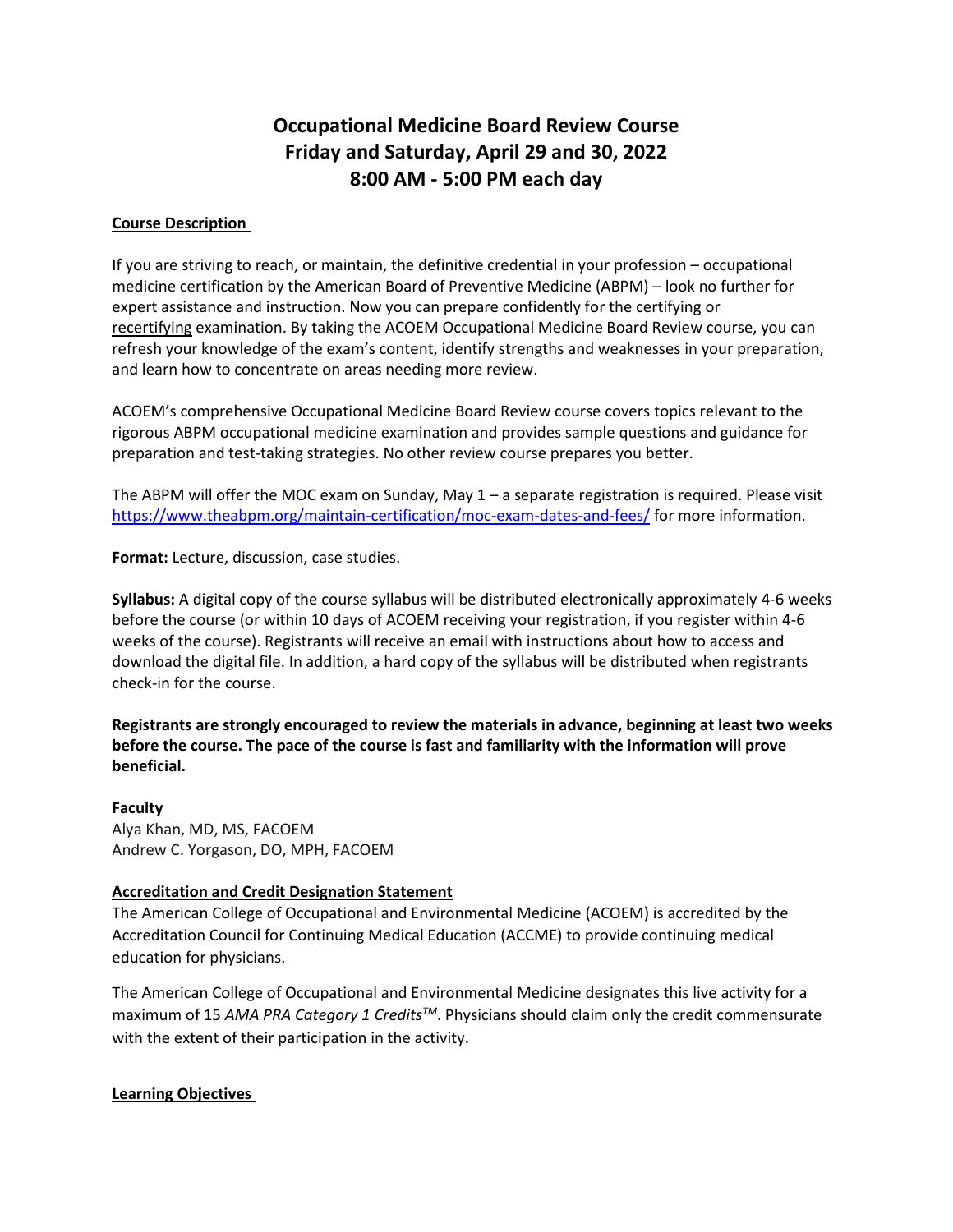# Occupational Medicine Board Review Course
# Friday and Saturday, April 29 and 30, 2022
# 8:00 AM - 5:00 PM each day

## Course Description

If you are striving to reach, or maintain, the definitive credential in your profession – occupational medicine certification by the American Board of Preventive Medicine (ABPM) – look no further for expert assistance and instruction. Now you can prepare confidently for the certifying or recertifying examination. By taking the ACOEM Occupational Medicine Board Review course, you can refresh your knowledge of the exam's content, identify strengths and weaknesses in your preparation, and learn how to concentrate on areas needing more review.

ACOEM's comprehensive Occupational Medicine Board Review course covers topics relevant to the rigorous ABPM occupational medicine examination and provides sample questions and guidance for preparation and test-taking strategies. No other review course prepares you better.

The ABPM will offer the MOC exam on Sunday, May 1 – a separate registration is required. Please visit https://www.theabpm.org/maintain-certification/moc-exam-dates-and-fees/ for more information.

**Format:** Lecture, discussion, case studies.

**Syllabus:** A digital copy of the course syllabus will be distributed electronically approximately 4-6 weeks before the course (or within 10 days of ACOEM receiving your registration, if you register within 4-6 weeks of the course). Registrants will receive an email with instructions about how to access and download the digital file. In addition, a hard copy of the syllabus will be distributed when registrants check-in for the course.

**Registrants are strongly encouraged to review the materials in advance, beginning at least two weeks before the course. The pace of the course is fast and familiarity with the information will prove beneficial.**

## Faculty

Alya Khan, MD, MS, FACOEM
Andrew C. Yorgason, DO, MPH, FACOEM

## Accreditation and Credit Designation Statement

The American College of Occupational and Environmental Medicine (ACOEM) is accredited by the Accreditation Council for Continuing Medical Education (ACCME) to provide continuing medical education for physicians.

The American College of Occupational and Environmental Medicine designates this live activity for a maximum of 15 *AMA PRA Category 1 Credits™*. Physicians should claim only the credit commensurate with the extent of their participation in the activity.

## Learning Objectives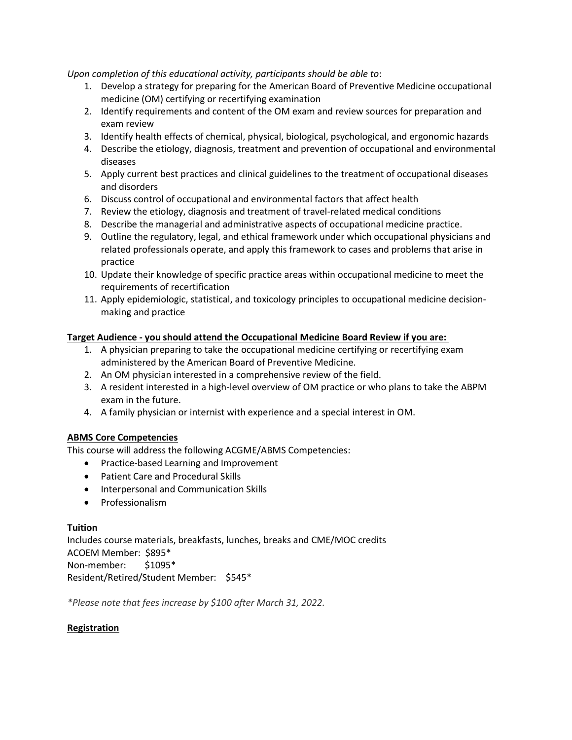*Upon completion of this educational activity, participants should be able to*:

1. Develop a strategy for preparing for the American Board of Preventive Medicine occupational medicine (OM) certifying or recertifying examination
2. Identify requirements and content of the OM exam and review sources for preparation and exam review
3. Identify health effects of chemical, physical, biological, psychological, and ergonomic hazards
4. Describe the etiology, diagnosis, treatment and prevention of occupational and environmental diseases
5. Apply current best practices and clinical guidelines to the treatment of occupational diseases and disorders
6. Discuss control of occupational and environmental factors that affect health
7. Review the etiology, diagnosis and treatment of travel-related medical conditions
8. Describe the managerial and administrative aspects of occupational medicine practice.
9. Outline the regulatory, legal, and ethical framework under which occupational physicians and related professionals operate, and apply this framework to cases and problems that arise in practice
10. Update their knowledge of specific practice areas within occupational medicine to meet the requirements of recertification
11. Apply epidemiologic, statistical, and toxicology principles to occupational medicine decision-making and practice

**Target Audience - you should attend the Occupational Medicine Board Review if you are:**

1. A physician preparing to take the occupational medicine certifying or recertifying exam administered by the American Board of Preventive Medicine.
2. An OM physician interested in a comprehensive review of the field.
3. A resident interested in a high-level overview of OM practice or who plans to take the ABPM exam in the future.
4. A family physician or internist with experience and a special interest in OM.

**ABMS Core Competencies**

This course will address the following ACGME/ABMS Competencies:

- Practice-based Learning and Improvement
- Patient Care and Procedural Skills
- Interpersonal and Communication Skills
- Professionalism

**Tuition**

Includes course materials, breakfasts, lunches, breaks and CME/MOC credits
ACOEM Member: $895*
Non-member: $1095*
Resident/Retired/Student Member: $545*

*\*Please note that fees increase by $100 after March 31, 2022.*

**Registration**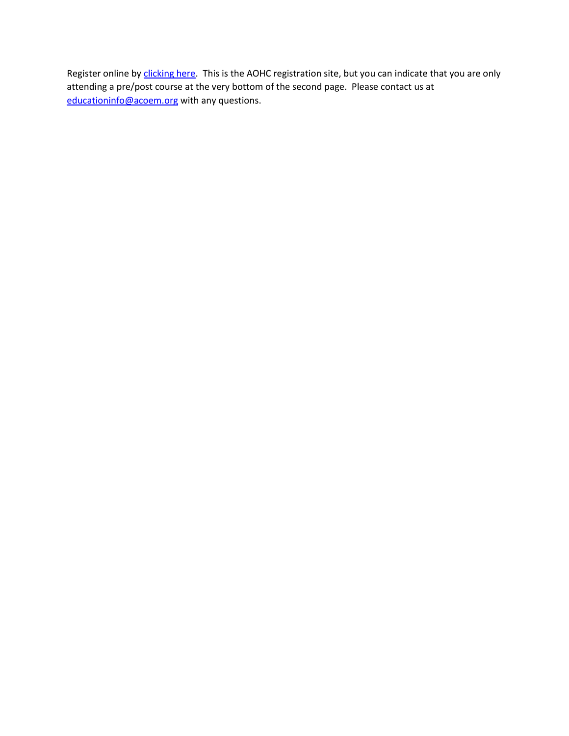Register online by [clicking here](). This is the AOHC registration site, but you can indicate that you are only attending a pre/post course at the very bottom of the second page. Please contact us at [educationinfo@acoem.org](mailto:educationinfo@acoem.org) with any questions.